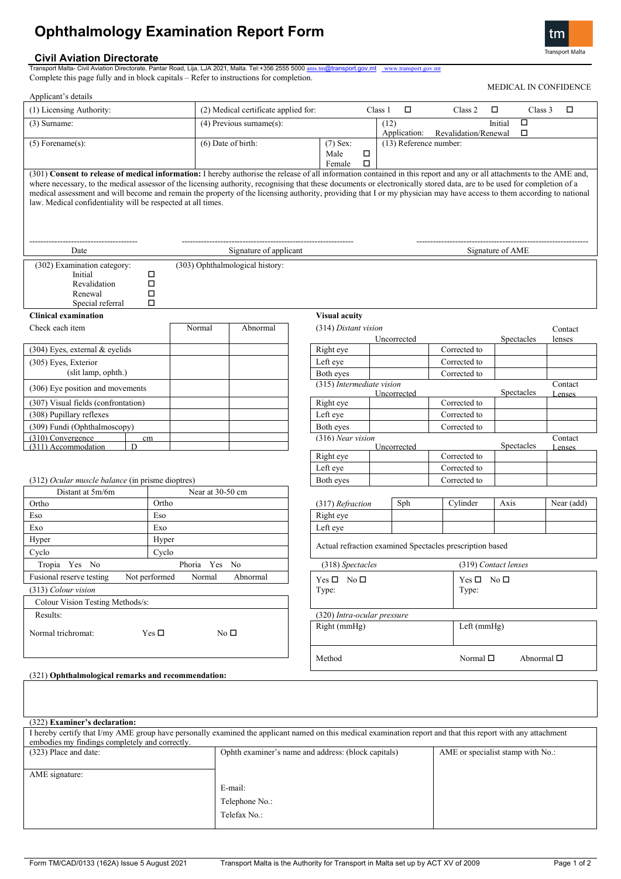# Ophthalmology Examination Report Form

## Civil Aviation Directorate

Transport Malta- Civil Aviation Directorate, Pantar Road, Lija, LJA 2021, Malta. Tel:+356 2555 5000 ams.tm@transport.gov.mt www.transport.gov.mt

Complete this page fully and in block capitals – Refer to instructions for completion.

MEDICAL IN CONFIDENCE

Applicant's details

| (1) Licensing Authority: | (2) Medical certificate applied for: Class 1 ☐ Class 2 ☐ Class 3 ☐ | |
|---|---|---|
| (3) Surname: | (4) Previous surname(s): | (12) Application: Initial ☐ Revalidation/Renewal ☐ |
| (5) Forename(s): | (6) Date of birth: (7) Sex: Male ☐ Female ☐ | (13) Reference number: |

(301) **Consent to release of medical information:** I hereby authorise the release of all information contained in this report and any or all attachments to the AME and, where necessary, to the medical assessor of the licensing authority, recognising that these documents or electronically stored data, are to be used for completion of a medical assessment and will become and remain the property of the licensing authority, providing that I or my physician may have access to them according to national law. Medical confidentiality will be respected at all times.

| Date | Signature of applicant | Signature of AME |
|---|---|---|
| | | |

| (302) Examination category: | (303) Ophthalmological history: |
|---|---|
| Initial ☐ | |
| Revalidation ☐ | |
| Renewal ☐ | |
| Special referral ☐ | |

**Clinical examination**

| Check each item | Normal | Abnormal |
|---|---|---|
| (304) Eyes, external & eyelids | | |
| (305) Eyes, Exterior (slit lamp, ophth.) | | |
| (306) Eye position and movements | | |
| (307) Visual fields (confrontation) | | |
| (308) Pupillary reflexes | | |
| (309) Fundi (Ophthalmoscopy) | | |
| (310) Convergence cm | | |
| (311) Accommodation D | | |

(312) *Ocular muscle balance* (in prisme dioptres)

| Distant at 5m/6m | Near at 30-50 cm | |
|---|---|---|
| Ortho | Ortho | |
| Eso | Eso | |
| Exo | Exo | |
| Hyper | Hyper | |
| Cyclo | Cyclo | |
| Tropia Yes No | Phoria Yes No | |
| Fusional reserve testing | Not performed | Normal Abnormal |

(313) *Colour vision*

| Colour Vision Testing Methods/s: | | |
|---|---|---|
| Results: | | |
| Normal trichromat: | Yes ☐ | No ☐ |

**Visual acuity**

(314) *Distant vision*

| | Uncorrected | | Spectacles | Contact lenses |
|---|---|---|---|---|
| Right eye | | Corrected to | | |
| Left eye | | Corrected to | | |
| Both eyes | | Corrected to | | |

(315) *Intermediate vision*

| | Uncorrected | | Spectacles | Contact Lenses |
|---|---|---|---|---|
| Right eye | | Corrected to | | |
| Left eye | | Corrected to | | |
| Both eyes | | Corrected to | | |

(316) *Near vision*

| | Uncorrected | | Spectacles | Contact Lenses |
|---|---|---|---|---|
| Right eye | | Corrected to | | |
| Left eye | | Corrected to | | |
| Both eyes | | Corrected to | | |

| (317) *Refraction* | Sph | Cylinder | Axis | Near (add) |
|---|---|---|---|---|
| Right eye | | | | |
| Left eye | | | | |
| Actual refraction examined Spectacles prescription based | | | | |

| (318) *Spectacles* | (319) *Contact lenses* |
|---|---|
| Yes ☐ No ☐ Type: | Yes ☐ No ☐ Type: |

(320) *Intra-ocular pressure*

| Right (mmHg) | Left (mmHg) | |
|---|---|---|
| Method | Normal ☐ | Abnormal ☐ |

(321) **Ophthalmological remarks and recommendation:**

(322) **Examiner's declaration:**

I hereby certify that I/my AME group have personally examined the applicant named on this medical examination report and that this report with any attachment embodies my findings completely and correctly.

| (323) Place and date: | Ophth examiner's name and address: (block capitals) | AME or specialist stamp with No.: |
|---|---|---|
| AME signature: | E-mail: | |
| | Telephone No.: | |
| | Telefax No.: | |

Form TM/CAD/0133 (162A) Issue 5 August 2021 — Transport Malta is the Authority for Transport in Malta set up by ACT XV of 2009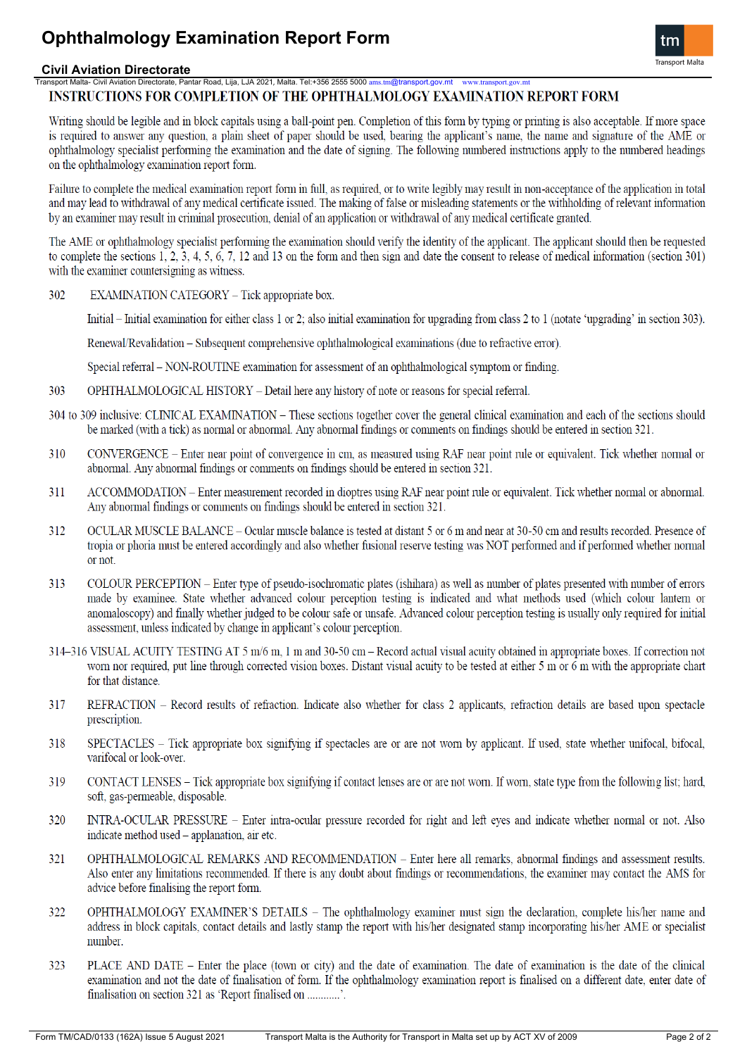# Ophthalmology Examination Report Form

**Civil Aviation Directorate**

Transport Malta- Civil Aviation Directorate, Pantar Road, Lija, LJA 2021, Malta. Tel:+356 2555 5000 ams.tm@transport.gov.mt www.transport.gov.mt

## INSTRUCTIONS FOR COMPLETION OF THE OPHTHALMOLOGY EXAMINATION REPORT FORM

Writing should be legible and in block capitals using a ball-point pen. Completion of this form by typing or printing is also acceptable. If more space is required to answer any question, a plain sheet of paper should be used, bearing the applicant's name, the name and signature of the AME or ophthalmology specialist performing the examination and the date of signing. The following numbered instructions apply to the numbered headings on the ophthalmology examination report form.

Failure to complete the medical examination report form in full, as required, or to write legibly may result in non-acceptance of the application in total and may lead to withdrawal of any medical certificate issued. The making of false or misleading statements or the withholding of relevant information by an examiner may result in criminal prosecution, denial of an application or withdrawal of any medical certificate granted.

The AME or ophthalmology specialist performing the examination should verify the identity of the applicant. The applicant should then be requested to complete the sections 1, 2, 3, 4, 5, 6, 7, 12 and 13 on the form and then sign and date the consent to release of medical information (section 301) with the examiner countersigning as witness.

302 EXAMINATION CATEGORY – Tick appropriate box.

Initial – Initial examination for either class 1 or 2; also initial examination for upgrading from class 2 to 1 (notate 'upgrading' in section 303).

Renewal/Revalidation – Subsequent comprehensive ophthalmological examinations (due to refractive error).

Special referral – NON-ROUTINE examination for assessment of an ophthalmological symptom or finding.

303 OPHTHALMOLOGICAL HISTORY – Detail here any history of note or reasons for special referral.

304 to 309 inclusive: CLINICAL EXAMINATION – These sections together cover the general clinical examination and each of the sections should be marked (with a tick) as normal or abnormal. Any abnormal findings or comments on findings should be entered in section 321.

310 CONVERGENCE – Enter near point of convergence in cm, as measured using RAF near point rule or equivalent. Tick whether normal or abnormal. Any abnormal findings or comments on findings should be entered in section 321.

311 ACCOMMODATION – Enter measurement recorded in dioptres using RAF near point rule or equivalent. Tick whether normal or abnormal. Any abnormal findings or comments on findings should be entered in section 321.

312 OCULAR MUSCLE BALANCE – Ocular muscle balance is tested at distant 5 or 6 m and near at 30-50 cm and results recorded. Presence of tropia or phoria must be entered accordingly and also whether fusional reserve testing was NOT performed and if performed whether normal or not.

313 COLOUR PERCEPTION – Enter type of pseudo-isochromatic plates (ishihara) as well as number of plates presented with number of errors made by examinee. State whether advanced colour perception testing is indicated and what methods used (which colour lantern or anomaloscopy) and finally whether judged to be colour safe or unsafe. Advanced colour perception testing is usually only required for initial assessment, unless indicated by change in applicant's colour perception.

314–316 VISUAL ACUITY TESTING AT 5 m/6 m, 1 m and 30-50 cm – Record actual visual acuity obtained in appropriate boxes. If correction not worn nor required, put line through corrected vision boxes. Distant visual acuity to be tested at either 5 m or 6 m with the appropriate chart for that distance.

317 REFRACTION – Record results of refraction. Indicate also whether for class 2 applicants, refraction details are based upon spectacle prescription.

318 SPECTACLES – Tick appropriate box signifying if spectacles are or are not worn by applicant. If used, state whether unifocal, bifocal, varifocal or look-over.

319 CONTACT LENSES – Tick appropriate box signifying if contact lenses are or are not worn. If worn, state type from the following list; hard, soft, gas-permeable, disposable.

320 INTRA-OCULAR PRESSURE – Enter intra-ocular pressure recorded for right and left eyes and indicate whether normal or not. Also indicate method used – applanation, air etc.

321 OPHTHALMOLOGICAL REMARKS AND RECOMMENDATION – Enter here all remarks, abnormal findings and assessment results. Also enter any limitations recommended. If there is any doubt about findings or recommendations, the examiner may contact the AMS for advice before finalising the report form.

322 OPHTHALMOLOGY EXAMINER'S DETAILS – The ophthalmology examiner must sign the declaration, complete his/her name and address in block capitals, contact details and lastly stamp the report with his/her designated stamp incorporating his/her AME or specialist number.

323 PLACE AND DATE – Enter the place (town or city) and the date of examination. The date of examination is the date of the clinical examination and not the date of finalisation of form. If the ophthalmology examination report is finalised on a different date, enter date of finalisation on section 321 as 'Report finalised on ...........'.